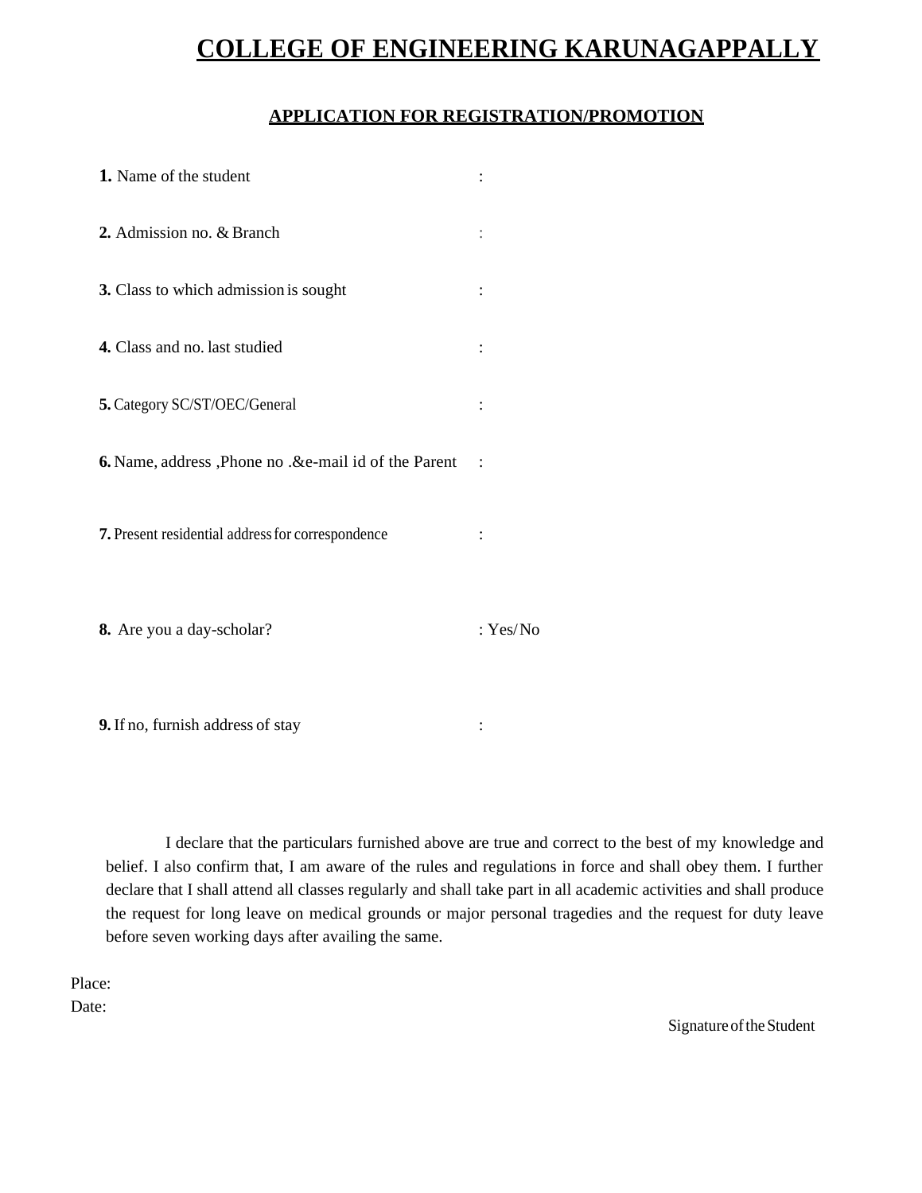# COLLEGE OF ENGINEERING KARUNAGAPPALLY

## APPLICATION FOR REGISTRATION/PROMOTION

**1.** Name of the student :

**2.** Admission no. & Branch :

**3.** Class to which admission is sought :

**4.** Class and no. last studied :

**5.** Category SC/ST/OEC/General :

**6.** Name, address ,Phone no .&e-mail id of the Parent :

**7.** Present residential address for correspondence :

**8.** Are you a day-scholar? : Yes/ No

**9.** If no, furnish address of stay :

I declare that the particulars furnished above are true and correct to the best of my knowledge and belief. I also confirm that, I am aware of the rules and regulations in force and shall obey them. I further declare that I shall attend all classes regularly and shall take part in all academic activities and shall produce the request for long leave on medical grounds or major personal tragedies and the request for duty leave before seven working days after availing the same.

Place:

Date:

Signature of the Student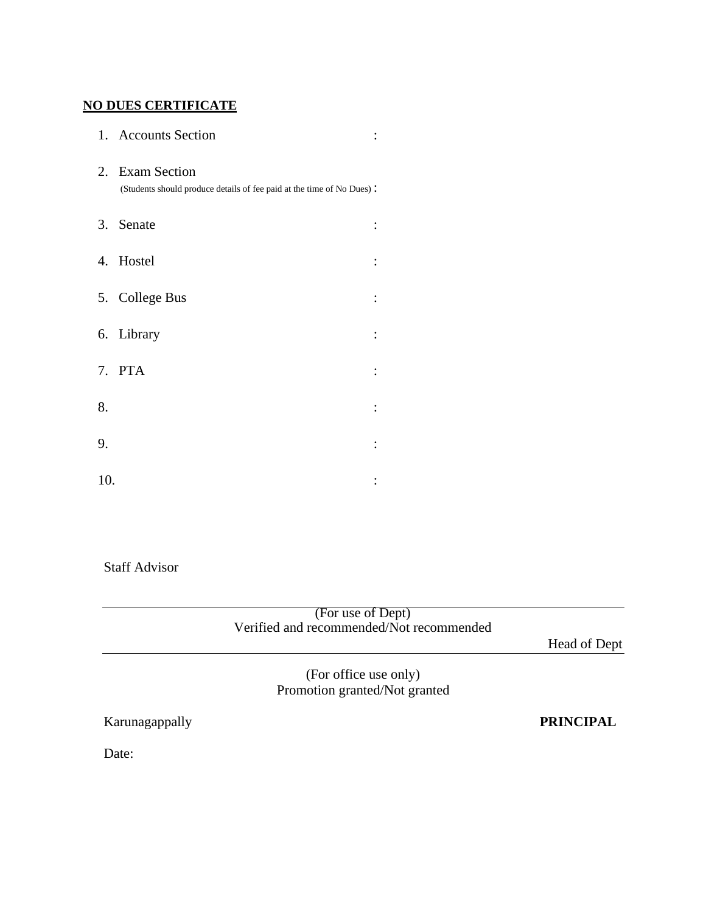**NO DUES CERTIFICATE**

1. Accounts Section :
2. Exam Section
   (Students should produce details of fee paid at the time of No Dues) :
3. Senate :
4. Hostel :
5. College Bus :
6. Library :
7. PTA :
8. :
9. :
10. :

Staff Advisor

---

(For use of Dept)
Verified and recommended/Not recommended

Head of Dept

---

(For office use only)
Promotion granted/Not granted

Karunagappally **PRINCIPAL**

Date: